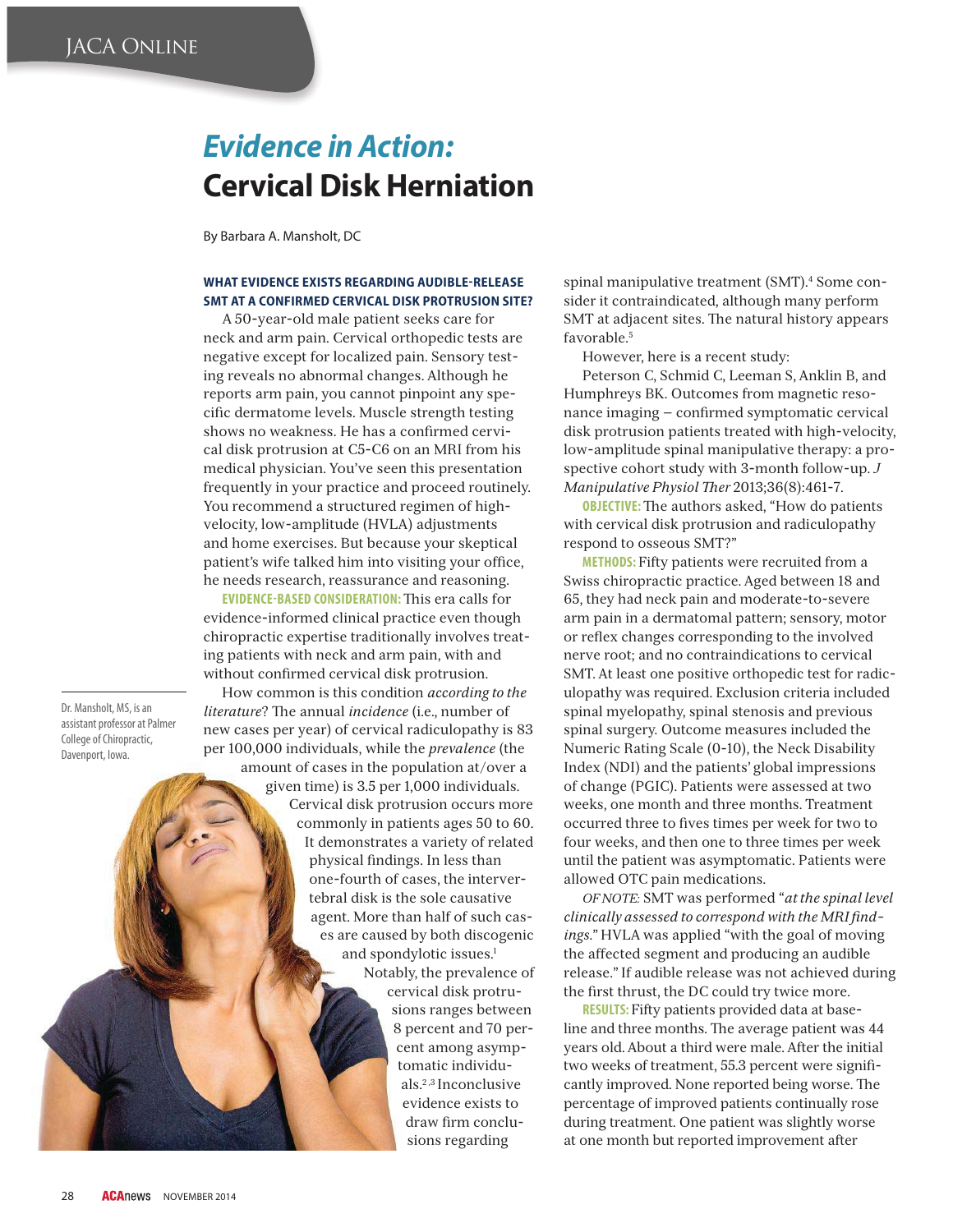# *Evidence in Action:* Cervical Disk Herniation

By Barbara A. Mansholt, DC

Dr. Mansholt, MS, is an assistant professor at Palmer College of Chiropractic, Davenport, Iowa.

**WHAT EVIDENCE EXISTS REGARDING AUDIBLE-RELEASE SMT AT A CONFIRMED CERVICAL DISK PROTRUSION SITE?**

A 50-year-old male patient seeks care for neck and arm pain. Cervical orthopedic tests are negative except for localized pain. Sensory testing reveals no abnormal changes. Although he reports arm pain, you cannot pinpoint any specific dermatome levels. Muscle strength testing shows no weakness. He has a confirmed cervical disk protrusion at C5-C6 on an MRI from his medical physician. You've seen this presentation frequently in your practice and proceed routinely. You recommend a structured regimen of high-velocity, low-amplitude (HVLA) adjustments and home exercises. But because your skeptical patient's wife talked him into visiting your office, he needs research, reassurance and reasoning.

**EVIDENCE-BASED CONSIDERATION:** This era calls for evidence-informed clinical practice even though chiropractic expertise traditionally involves treating patients with neck and arm pain, with and without confirmed cervical disk protrusion.

How common is this condition *according to the literature*? The annual *incidence* (i.e., number of new cases per year) of cervical radiculopathy is 83 per 100,000 individuals, while the *prevalence* (the amount of cases in the population at/over a given time) is 3.5 per 1,000 individuals. Cervical disk protrusion occurs more commonly in patients ages 50 to 60. It demonstrates a variety of related physical findings. In less than one-fourth of cases, the intervertebral disk is the sole causative agent. More than half of such cases are caused by both discogenic and spondylotic issues.[1] Notably, the prevalence of cervical disk protrusions ranges between 8 percent and 70 percent among asymptomatic individuals.[2,3] Inconclusive evidence exists to draw firm conclusions regarding spinal manipulative treatment (SMT).[4] Some consider it contraindicated, although many perform SMT at adjacent sites. The natural history appears favorable.[5]

However, here is a recent study:

Peterson C, Schmid C, Leeman S, Anklin B, and Humphreys BK. Outcomes from magnetic resonance imaging – confirmed symptomatic cervical disk protrusion patients treated with high-velocity, low-amplitude spinal manipulative therapy: a prospective cohort study with 3-month follow-up. *J Manipulative Physiol Ther* 2013;36(8):461-7.

**OBJECTIVE:** The authors asked, "How do patients with cervical disk protrusion and radiculopathy respond to osseous SMT?"

**METHODS:** Fifty patients were recruited from a Swiss chiropractic practice. Aged between 18 and 65, they had neck pain and moderate-to-severe arm pain in a dermatomal pattern; sensory, motor or reflex changes corresponding to the involved nerve root; and no contraindications to cervical SMT. At least one positive orthopedic test for radiculopathy was required. Exclusion criteria included spinal myelopathy, spinal stenosis and previous spinal surgery. Outcome measures included the Numeric Rating Scale (0-10), the Neck Disability Index (NDI) and the patients' global impressions of change (PGIC). Patients were assessed at two weeks, one month and three months. Treatment occurred three to fives times per week for two to four weeks, and then one to three times per week until the patient was asymptomatic. Patients were allowed OTC pain medications.

*OF NOTE:* SMT was performed "*at the spinal level clinically assessed to correspond with the MRI findings*." HVLA was applied "with the goal of moving the affected segment and producing an audible release." If audible release was not achieved during the first thrust, the DC could try twice more.

**RESULTS:** Fifty patients provided data at baseline and three months. The average patient was 44 years old. About a third were male. After the initial two weeks of treatment, 55.3 percent were significantly improved. None reported being worse. The percentage of improved patients continually rose during treatment. One patient was slightly worse at one month but reported improvement after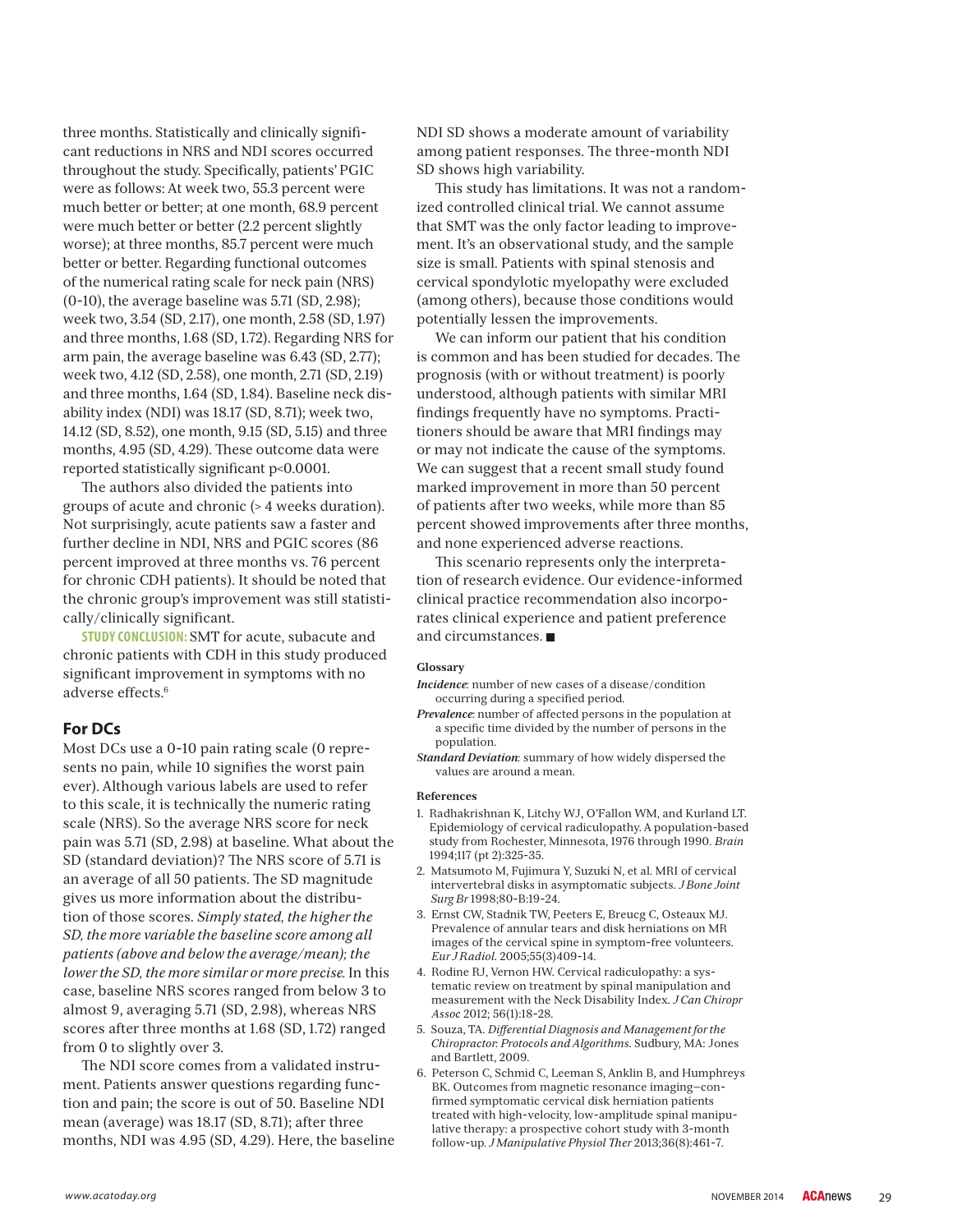three months. Statistically and clinically significant reductions in NRS and NDI scores occurred throughout the study. Specifically, patients' PGIC were as follows: At week two, 55.3 percent were much better or better; at one month, 68.9 percent were much better or better (2.2 percent slightly worse); at three months, 85.7 percent were much better or better. Regarding functional outcomes of the numerical rating scale for neck pain (NRS) (0-10), the average baseline was 5.71 (SD, 2.98); week two, 3.54 (SD, 2.17), one month, 2.58 (SD, 1.97) and three months, 1.68 (SD, 1.72). Regarding NRS for arm pain, the average baseline was 6.43 (SD, 2.77); week two, 4.12 (SD, 2.58), one month, 2.71 (SD, 2.19) and three months, 1.64 (SD, 1.84). Baseline neck disability index (NDI) was 18.17 (SD, 8.71); week two, 14.12 (SD, 8.52), one month, 9.15 (SD, 5.15) and three months, 4.95 (SD, 4.29). These outcome data were reported statistically significant $p<0.0001$.

The authors also divided the patients into groups of acute and chronic (> 4 weeks duration). Not surprisingly, acute patients saw a faster and further decline in NDI, NRS and PGIC scores (86 percent improved at three months vs. 76 percent for chronic CDH patients). It should be noted that the chronic group's improvement was still statistically/clinically significant.

**STUDY CONCLUSION:** SMT for acute, subacute and chronic patients with CDH in this study produced significant improvement in symptoms with no adverse effects.[6]

## For DCs

Most DCs use a 0-10 pain rating scale (0 represents no pain, while 10 signifies the worst pain ever). Although various labels are used to refer to this scale, it is technically the numeric rating scale (NRS). So the average NRS score for neck pain was 5.71 (SD, 2.98) at baseline. What about the SD (standard deviation)? The NRS score of 5.71 is an average of all 50 patients. The SD magnitude gives us more information about the distribution of those scores. *Simply stated, the higher the SD, the more variable the baseline score among all patients (above and below the average/mean); the lower the SD, the more similar or more precise.* In this case, baseline NRS scores ranged from below 3 to almost 9, averaging 5.71 (SD, 2.98), whereas NRS scores after three months at 1.68 (SD, 1.72) ranged from 0 to slightly over 3.

The NDI score comes from a validated instrument. Patients answer questions regarding function and pain; the score is out of 50. Baseline NDI mean (average) was 18.17 (SD, 8.71); after three months, NDI was 4.95 (SD, 4.29). Here, the baseline NDI SD shows a moderate amount of variability among patient responses. The three-month NDI SD shows high variability.

This study has limitations. It was not a randomized controlled clinical trial. We cannot assume that SMT was the only factor leading to improvement. It's an observational study, and the sample size is small. Patients with spinal stenosis and cervical spondylotic myelopathy were excluded (among others), because those conditions would potentially lessen the improvements.

We can inform our patient that his condition is common and has been studied for decades. The prognosis (with or without treatment) is poorly understood, although patients with similar MRI findings frequently have no symptoms. Practitioners should be aware that MRI findings may or may not indicate the cause of the symptoms. We can suggest that a recent small study found marked improvement in more than 50 percent of patients after two weeks, while more than 85 percent showed improvements after three months, and none experienced adverse reactions.

This scenario represents only the interpretation of research evidence. Our evidence-informed clinical practice recommendation also incorporates clinical experience and patient preference and circumstances. ■

**Glossary**

*Incidence*: number of new cases of a disease/condition occurring during a specified period.

*Prevalence*: number of affected persons in the population at a specific time divided by the number of persons in the population.

*Standard Deviation:* summary of how widely dispersed the values are around a mean.

**References**

1. Radhakrishnan K, Litchy WJ, O'Fallon WM, and Kurland LT. Epidemiology of cervical radiculopathy. A population-based study from Rochester, Minnesota, 1976 through 1990. *Brain* 1994;117 (pt 2):325-35.
2. Matsumoto M, Fujimura Y, Suzuki N, et al. MRI of cervical intervertebral disks in asymptomatic subjects. *J Bone Joint Surg Br* 1998;80-B:19-24.
3. Ernst CW, Stadnik TW, Peeters E, Breucg C, Osteaux MJ. Prevalence of annular tears and disk herniations on MR images of the cervical spine in symptom-free volunteers. *Eur J Radiol.* 2005;55(3)409-14.
4. Rodine RJ, Vernon HW. Cervical radiculopathy: a systematic review on treatment by spinal manipulation and measurement with the Neck Disability Index. *J Can Chiropr Assoc* 2012; 56(1):18-28.
5. Souza, TA. *Differential Diagnosis and Management for the Chiropractor: Protocols and Algorithms*. Sudbury, MA: Jones and Bartlett, 2009.
6. Peterson CK, Schmid C, Leeman S, Anklin B, and Humphreys BK. Outcomes from magnetic resonance imaging–confirmed symptomatic cervical disk herniation patients treated with high-velocity, low-amplitude spinal manipulative therapy: a prospective cohort study with 3-month follow-up. *J Manipulative Physiol Ther* 2013;36(8):461-7.